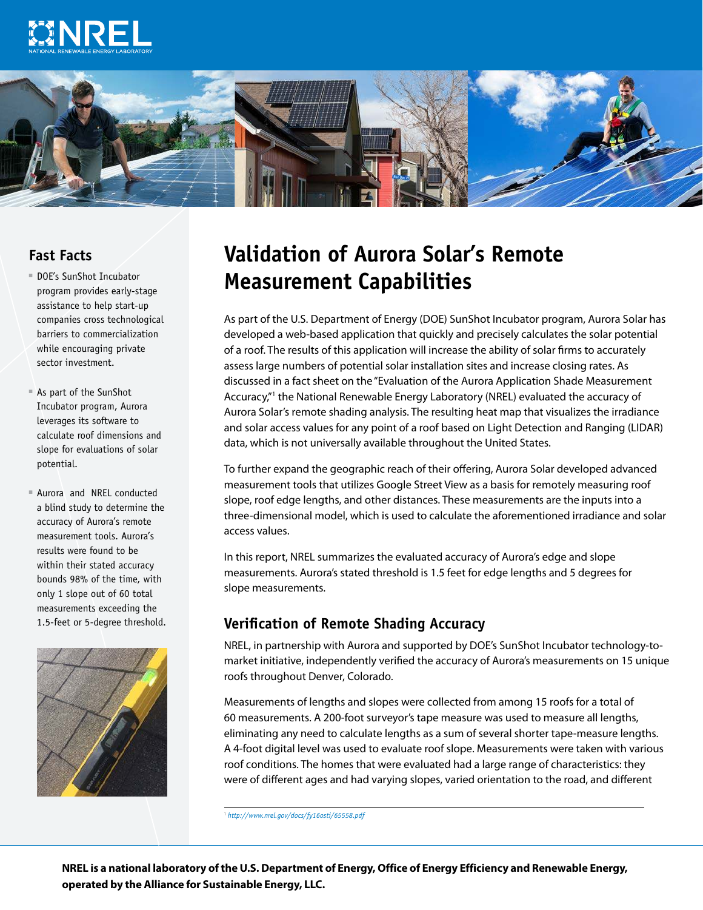# Validation of Aurora Solar's Remote Measurement Capabilities

## Fast Facts

- DOE's SunShot Incubator program provides early-stage assistance to help start-up companies cross technological barriers to commercialization while encouraging private sector investment.
- As part of the SunShot Incubator program, Aurora leverages its software to calculate roof dimensions and slope for evaluations of solar potential.
- Aurora and NREL conducted a blind study to determine the accuracy of Aurora's remote measurement tools. Aurora's results were found to be within their stated accuracy bounds 98% of the time, with only 1 slope out of 60 total measurements exceeding the 1.5-feet or 5-degree threshold.

As part of the U.S. Department of Energy (DOE) SunShot Incubator program, Aurora Solar has developed a web-based application that quickly and precisely calculates the solar potential of a roof. The results of this application will increase the ability of solar firms to accurately assess large numbers of potential solar installation sites and increase closing rates. As discussed in a fact sheet on the "Evaluation of the Aurora Application Shade Measurement Accuracy,"[1] the National Renewable Energy Laboratory (NREL) evaluated the accuracy of Aurora Solar's remote shading analysis. The resulting heat map that visualizes the irradiance and solar access values for any point of a roof based on Light Detection and Ranging (LIDAR) data, which is not universally available throughout the United States.

To further expand the geographic reach of their offering, Aurora Solar developed advanced measurement tools that utilizes Google Street View as a basis for remotely measuring roof slope, roof edge lengths, and other distances. These measurements are the inputs into a three-dimensional model, which is used to calculate the aforementioned irradiance and solar access values.

In this report, NREL summarizes the evaluated accuracy of Aurora's edge and slope measurements. Aurora's stated threshold is 1.5 feet for edge lengths and 5 degrees for slope measurements.

## Verification of Remote Shading Accuracy

NREL, in partnership with Aurora and supported by DOE's SunShot Incubator technology-to-market initiative, independently verified the accuracy of Aurora's measurements on 15 unique roofs throughout Denver, Colorado.

Measurements of lengths and slopes were collected from among 15 roofs for a total of 60 measurements. A 200-foot surveyor's tape measure was used to measure all lengths, eliminating any need to calculate lengths as a sum of several shorter tape-measure lengths. A 4-foot digital level was used to evaluate roof slope. Measurements were taken with various roof conditions. The homes that were evaluated had a large range of characteristics: they were of different ages and had varying slopes, varied orientation to the road, and different

[1] *http://www.nrel.gov/docs/fy16osti/65558.pdf*

**NREL is a national laboratory of the U.S. Department of Energy, Office of Energy Efficiency and Renewable Energy, operated by the Alliance for Sustainable Energy, LLC.**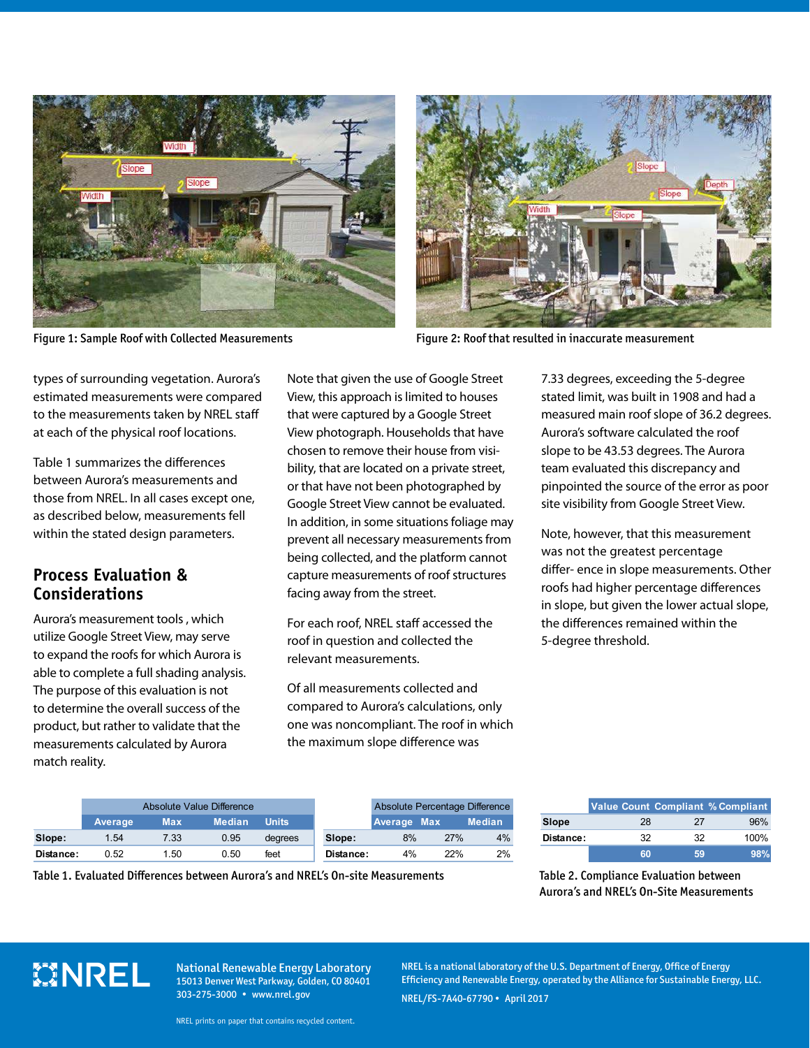Figure 1: Sample Roof with Collected Measurements

Figure 2: Roof that resulted in inaccurate measurement

types of surrounding vegetation. Aurora's estimated measurements were compared to the measurements taken by NREL staff at each of the physical roof locations.

Table 1 summarizes the differences between Aurora's measurements and those from NREL. In all cases except one, as described below, measurements fell within the stated design parameters.

## Process Evaluation & Considerations

Aurora's measurement tools , which utilize Google Street View, may serve to expand the roofs for which Aurora is able to complete a full shading analysis. The purpose of this evaluation is not to determine the overall success of the product, but rather to validate that the measurements calculated by Aurora match reality.

Note that given the use of Google Street View, this approach is limited to houses that were captured by a Google Street View photograph. Households that have chosen to remove their house from visibility, that are located on a private street, or that have not been photographed by Google Street View cannot be evaluated. In addition, in some situations foliage may prevent all necessary measurements from being collected, and the platform cannot capture measurements of roof structures facing away from the street.

For each roof, NREL staff accessed the roof in question and collected the relevant measurements.

Of all measurements collected and compared to Aurora's calculations, only one was noncompliant. The roof in which the maximum slope difference was 7.33 degrees, exceeding the 5-degree stated limit, was built in 1908 and had a measured main roof slope of 36.2 degrees. Aurora's software calculated the roof slope to be 43.53 degrees. The Aurora team evaluated this discrepancy and pinpointed the source of the error as poor site visibility from Google Street View.

Note, however, that this measurement was not the greatest percentage differ- ence in slope measurements. Other roofs had higher percentage differences in slope, but given the lower actual slope, the differences remained within the 5-degree threshold.

| | Absolute Value Difference | | | | Absolute Percentage Difference | | |
|---|---|---|---|---|---|---|---|
| | Average | Max | Median | Units | Average | Max | Median |
| Slope: | 1.54 | 7.33 | 0.95 | degrees | 8% | 27% | 4% |
| Distance: | 0.52 | 1.50 | 0.50 | feet | 4% | 22% | 2% |

Table 1. Evaluated Differences between Aurora's and NREL's On-site Measurements

| | Value Count | Compliant | % Compliant |
|---|---|---|---|
| Slope | 28 | 27 | 96% |
| Distance: | 32 | 32 | 100% |
| | 60 | 59 | 98% |

Table 2. Compliance Evaluation between Aurora's and NREL's On-Site Measurements